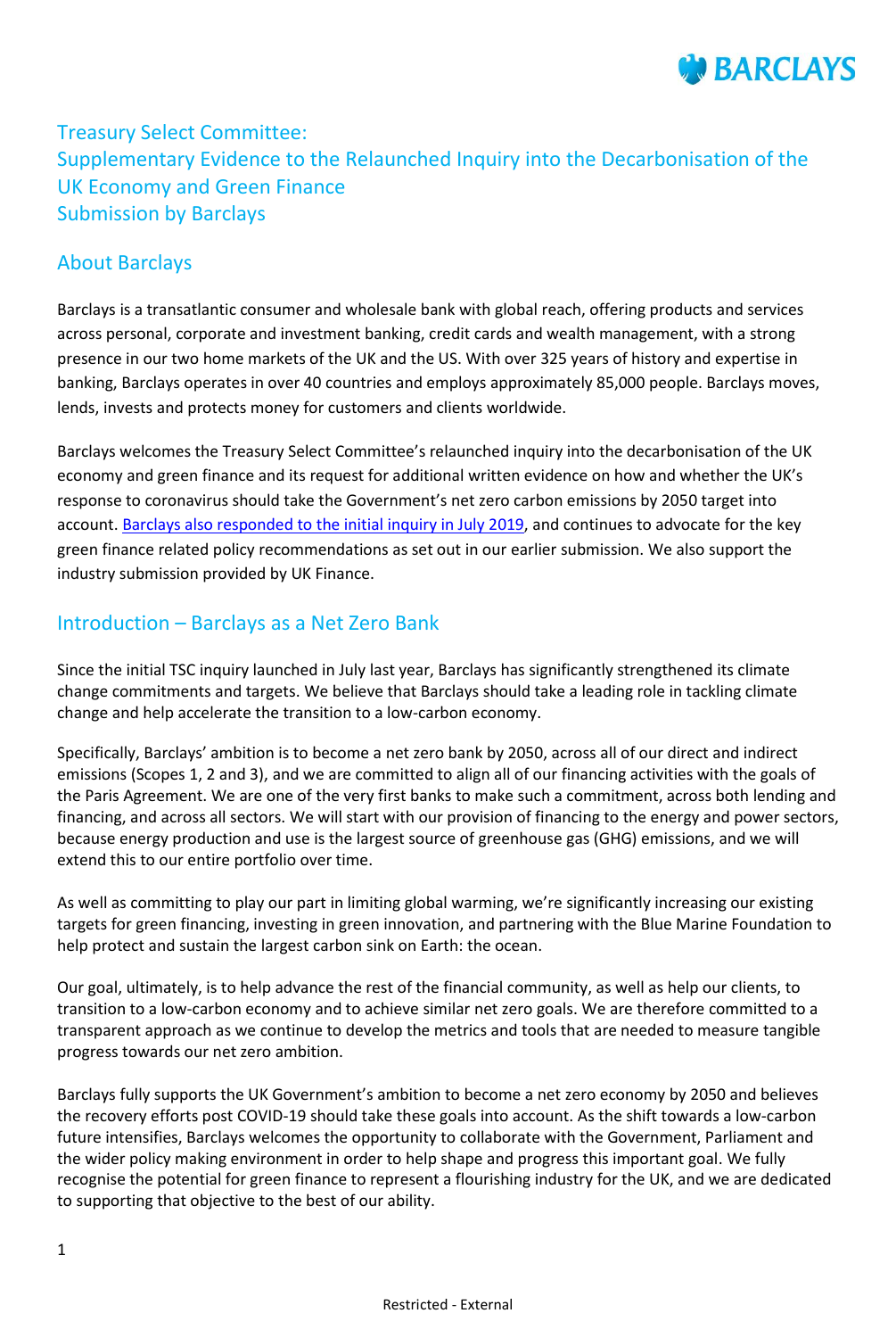# Treasury Select Committee: Supplementary Evidence to the Relaunched Inquiry into the Decarbonisation of the UK Economy and Green Finance Submission by Barclays

## About Barclays

Barclays is a transatlantic consumer and wholesale bank with global reach, offering products and services across personal, corporate and investment banking, credit cards and wealth management, with a strong presence in our two home markets of the UK and the US. With over 325 years of history and expertise in banking, Barclays operates in over 40 countries and employs approximately 85,000 people. Barclays moves, lends, invests and protects money for customers and clients worldwide.

Barclays welcomes the Treasury Select Committee's relaunched inquiry into the decarbonisation of the UK economy and green finance and its request for additional written evidence on how and whether the UK's response to coronavirus should take the Government's net zero carbon emissions by 2050 target into account. Barclays also responded to the initial inquiry in July 2019, and continues to advocate for the key green finance related policy recommendations as set out in our earlier submission. We also support the industry submission provided by UK Finance.

## Introduction – Barclays as a Net Zero Bank

Since the initial TSC inquiry launched in July last year, Barclays has significantly strengthened its climate change commitments and targets. We believe that Barclays should take a leading role in tackling climate change and help accelerate the transition to a low-carbon economy.

Specifically, Barclays' ambition is to become a net zero bank by 2050, across all of our direct and indirect emissions (Scopes 1, 2 and 3), and we are committed to align all of our financing activities with the goals of the Paris Agreement. We are one of the very first banks to make such a commitment, across both lending and financing, and across all sectors. We will start with our provision of financing to the energy and power sectors, because energy production and use is the largest source of greenhouse gas (GHG) emissions, and we will extend this to our entire portfolio over time.

As well as committing to play our part in limiting global warming, we're significantly increasing our existing targets for green financing, investing in green innovation, and partnering with the Blue Marine Foundation to help protect and sustain the largest carbon sink on Earth: the ocean.

Our goal, ultimately, is to help advance the rest of the financial community, as well as help our clients, to transition to a low-carbon economy and to achieve similar net zero goals. We are therefore committed to a transparent approach as we continue to develop the metrics and tools that are needed to measure tangible progress towards our net zero ambition.

Barclays fully supports the UK Government's ambition to become a net zero economy by 2050 and believes the recovery efforts post COVID-19 should take these goals into account. As the shift towards a low-carbon future intensifies, Barclays welcomes the opportunity to collaborate with the Government, Parliament and the wider policy making environment in order to help shape and progress this important goal. We fully recognise the potential for green finance to represent a flourishing industry for the UK, and we are dedicated to supporting that objective to the best of our ability.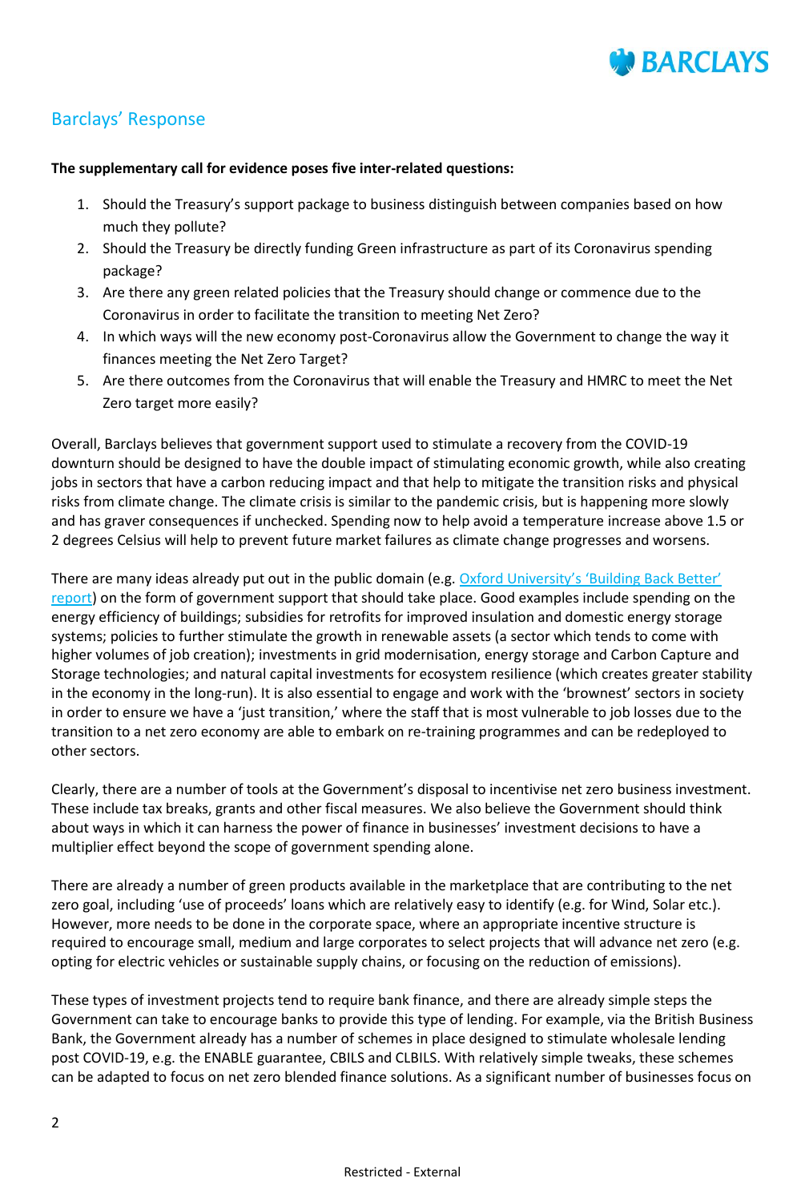## Barclays' Response

**The supplementary call for evidence poses five inter-related questions:**

1. Should the Treasury's support package to business distinguish between companies based on how much they pollute?
2. Should the Treasury be directly funding Green infrastructure as part of its Coronavirus spending package?
3. Are there any green related policies that the Treasury should change or commence due to the Coronavirus in order to facilitate the transition to meeting Net Zero?
4. In which ways will the new economy post-Coronavirus allow the Government to change the way it finances meeting the Net Zero Target?
5. Are there outcomes from the Coronavirus that will enable the Treasury and HMRC to meet the Net Zero target more easily?

Overall, Barclays believes that government support used to stimulate a recovery from the COVID-19 downturn should be designed to have the double impact of stimulating economic growth, while also creating jobs in sectors that have a carbon reducing impact and that help to mitigate the transition risks and physical risks from climate change. The climate crisis is similar to the pandemic crisis, but is happening more slowly and has graver consequences if unchecked. Spending now to help avoid a temperature increase above 1.5 or 2 degrees Celsius will help to prevent future market failures as climate change progresses and worsens.

There are many ideas already put out in the public domain (e.g. Oxford University's 'Building Back Better' report) on the form of government support that should take place. Good examples include spending on the energy efficiency of buildings; subsidies for retrofits for improved insulation and domestic energy storage systems; policies to further stimulate the growth in renewable assets (a sector which tends to come with higher volumes of job creation); investments in grid modernisation, energy storage and Carbon Capture and Storage technologies; and natural capital investments for ecosystem resilience (which creates greater stability in the economy in the long-run). It is also essential to engage and work with the 'brownest' sectors in society in order to ensure we have a 'just transition,' where the staff that is most vulnerable to job losses due to the transition to a net zero economy are able to embark on re-training programmes and can be redeployed to other sectors.

Clearly, there are a number of tools at the Government's disposal to incentivise net zero business investment. These include tax breaks, grants and other fiscal measures. We also believe the Government should think about ways in which it can harness the power of finance in businesses' investment decisions to have a multiplier effect beyond the scope of government spending alone.

There are already a number of green products available in the marketplace that are contributing to the net zero goal, including 'use of proceeds' loans which are relatively easy to identify (e.g. for Wind, Solar etc.). However, more needs to be done in the corporate space, where an appropriate incentive structure is required to encourage small, medium and large corporates to select projects that will advance net zero (e.g. opting for electric vehicles or sustainable supply chains, or focusing on the reduction of emissions).

These types of investment projects tend to require bank finance, and there are already simple steps the Government can take to encourage banks to provide this type of lending. For example, via the British Business Bank, the Government already has a number of schemes in place designed to stimulate wholesale lending post COVID-19, e.g. the ENABLE guarantee, CBILS and CLBILS. With relatively simple tweaks, these schemes can be adapted to focus on net zero blended finance solutions. As a significant number of businesses focus on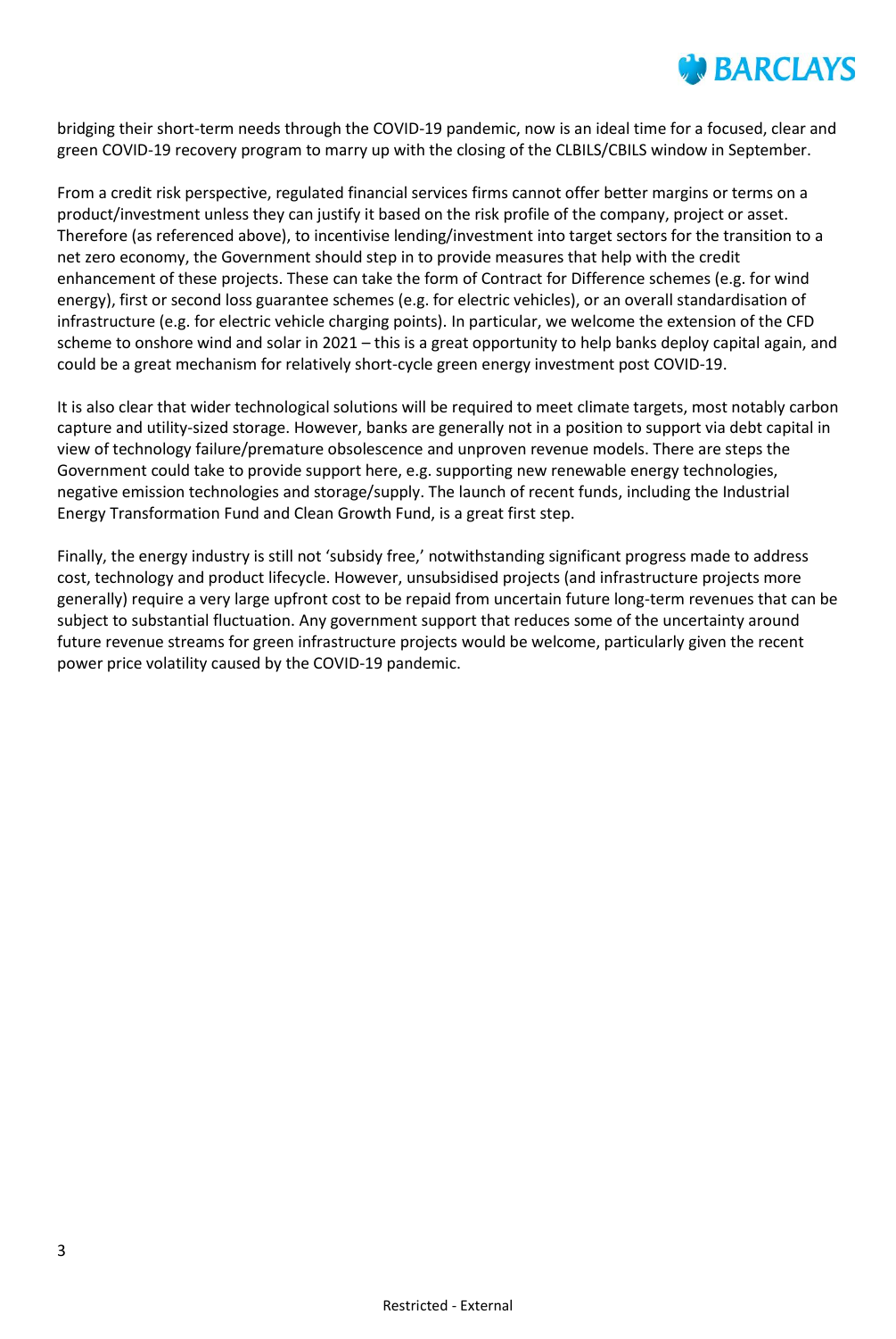bridging their short-term needs through the COVID-19 pandemic, now is an ideal time for a focused, clear and green COVID-19 recovery program to marry up with the closing of the CLBILS/CBILS window in September.

From a credit risk perspective, regulated financial services firms cannot offer better margins or terms on a product/investment unless they can justify it based on the risk profile of the company, project or asset. Therefore (as referenced above), to incentivise lending/investment into target sectors for the transition to a net zero economy, the Government should step in to provide measures that help with the credit enhancement of these projects. These can take the form of Contract for Difference schemes (e.g. for wind energy), first or second loss guarantee schemes (e.g. for electric vehicles), or an overall standardisation of infrastructure (e.g. for electric vehicle charging points). In particular, we welcome the extension of the CFD scheme to onshore wind and solar in 2021 – this is a great opportunity to help banks deploy capital again, and could be a great mechanism for relatively short-cycle green energy investment post COVID-19.

It is also clear that wider technological solutions will be required to meet climate targets, most notably carbon capture and utility-sized storage. However, banks are generally not in a position to support via debt capital in view of technology failure/premature obsolescence and unproven revenue models. There are steps the Government could take to provide support here, e.g. supporting new renewable energy technologies, negative emission technologies and storage/supply. The launch of recent funds, including the Industrial Energy Transformation Fund and Clean Growth Fund, is a great first step.

Finally, the energy industry is still not 'subsidy free,' notwithstanding significant progress made to address cost, technology and product lifecycle. However, unsubsidised projects (and infrastructure projects more generally) require a very large upfront cost to be repaid from uncertain future long-term revenues that can be subject to substantial fluctuation. Any government support that reduces some of the uncertainty around future revenue streams for green infrastructure projects would be welcome, particularly given the recent power price volatility caused by the COVID-19 pandemic.